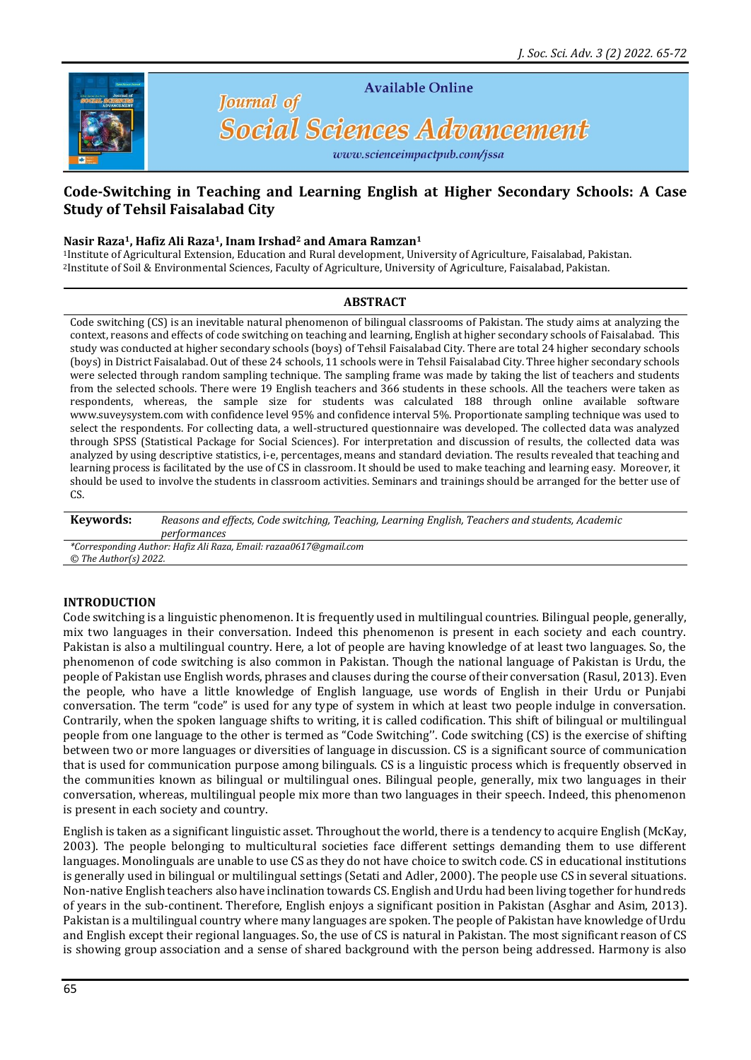# Code-Switching in Teaching and Learning English at Higher Secondary Schools: A Case Study of Tehsil Faisalabad City

**Nasir Raza[1], Hafiz Ali Raza[1], Inam Irshad[2] and Amara Ramzan[1]**

[1]Institute of Agricultural Extension, Education and Rural development, University of Agriculture, Faisalabad, Pakistan.
[2]Institute of Soil & Environmental Sciences, Faculty of Agriculture, University of Agriculture, Faisalabad, Pakistan.

## ABSTRACT

Code switching (CS) is an inevitable natural phenomenon of bilingual classrooms of Pakistan. The study aims at analyzing the context, reasons and effects of code switching on teaching and learning, English at higher secondary schools of Faisalabad. This study was conducted at higher secondary schools (boys) of Tehsil Faisalabad City. There are total 24 higher secondary schools (boys) in District Faisalabad. Out of these 24 schools, 11 schools were in Tehsil Faisalabad City. Three higher secondary schools were selected through random sampling technique. The sampling frame was made by taking the list of teachers and students from the selected schools. There were 19 English teachers and 366 students in these schools. All the teachers were taken as respondents, whereas, the sample size for students was calculated 188 through online available software www.suveysystem.com with confidence level 95% and confidence interval 5%. Proportionate sampling technique was used to select the respondents. For collecting data, a well-structured questionnaire was developed. The collected data was analyzed through SPSS (Statistical Package for Social Sciences). For interpretation and discussion of results, the collected data was analyzed by using descriptive statistics, i-e, percentages, means and standard deviation. The results revealed that teaching and learning process is facilitated by the use of CS in classroom. It should be used to make teaching and learning easy. Moreover, it should be used to involve the students in classroom activities. Seminars and trainings should be arranged for the better use of CS.

**Keywords:** *Reasons and effects, Code switching, Teaching, Learning English, Teachers and students, Academic performances*

*\*Corresponding Author: Hafiz Ali Raza, Email: razaa0617@gmail.com*
*© The Author(s) 2022.*

## INTRODUCTION

Code switching is a linguistic phenomenon. It is frequently used in multilingual countries. Bilingual people, generally, mix two languages in their conversation. Indeed this phenomenon is present in each society and each country. Pakistan is also a multilingual country. Here, a lot of people are having knowledge of at least two languages. So, the phenomenon of code switching is also common in Pakistan. Though the national language of Pakistan is Urdu, the people of Pakistan use English words, phrases and clauses during the course of their conversation (Rasul, 2013). Even the people, who have a little knowledge of English language, use words of English in their Urdu or Punjabi conversation. The term "code" is used for any type of system in which at least two people indulge in conversation. Contrarily, when the spoken language shifts to writing, it is called codification. This shift of bilingual or multilingual people from one language to the other is termed as "Code Switching''. Code switching (CS) is the exercise of shifting between two or more languages or diversities of language in discussion. CS is a significant source of communication that is used for communication purpose among bilinguals. CS is a linguistic process which is frequently observed in the communities known as bilingual or multilingual ones. Bilingual people, generally, mix two languages in their conversation, whereas, multilingual people mix more than two languages in their speech. Indeed, this phenomenon is present in each society and country.

English is taken as a significant linguistic asset. Throughout the world, there is a tendency to acquire English (McKay, 2003). The people belonging to multicultural societies face different settings demanding them to use different languages. Monolinguals are unable to use CS as they do not have choice to switch code. CS in educational institutions is generally used in bilingual or multilingual settings (Setati and Adler, 2000). The people use CS in several situations. Non-native English teachers also have inclination towards CS. English and Urdu had been living together for hundreds of years in the sub-continent. Therefore, English enjoys a significant position in Pakistan (Asghar and Asim, 2013). Pakistan is a multilingual country where many languages are spoken. The people of Pakistan have knowledge of Urdu and English except their regional languages. So, the use of CS is natural in Pakistan. The most significant reason of CS is showing group association and a sense of shared background with the person being addressed. Harmony is also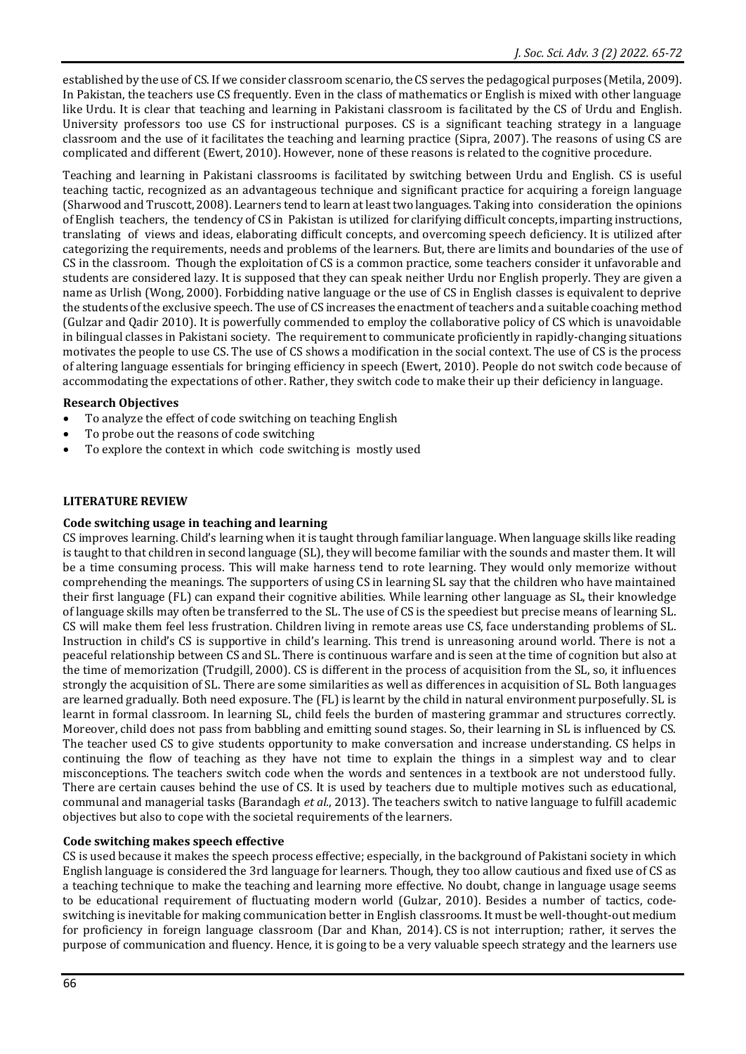established by the use of CS. If we consider classroom scenario, the CS serves the pedagogical purposes (Metila, 2009). In Pakistan, the teachers use CS frequently. Even in the class of mathematics or English is mixed with other language like Urdu. It is clear that teaching and learning in Pakistani classroom is facilitated by the CS of Urdu and English. University professors too use CS for instructional purposes. CS is a significant teaching strategy in a language classroom and the use of it facilitates the teaching and learning practice (Sipra, 2007). The reasons of using CS are complicated and different (Ewert, 2010). However, none of these reasons is related to the cognitive procedure.

Teaching and learning in Pakistani classrooms is facilitated by switching between Urdu and English. CS is useful teaching tactic, recognized as an advantageous technique and significant practice for acquiring a foreign language (Sharwood and Truscott, 2008). Learners tend to learn at least two languages. Taking into consideration the opinions of English teachers, the tendency of CS in Pakistan is utilized for clarifying difficult concepts, imparting instructions, translating of views and ideas, elaborating difficult concepts, and overcoming speech deficiency. It is utilized after categorizing the requirements, needs and problems of the learners. But, there are limits and boundaries of the use of CS in the classroom. Though the exploitation of CS is a common practice, some teachers consider it unfavorable and students are considered lazy. It is supposed that they can speak neither Urdu nor English properly. They are given a name as Urlish (Wong, 2000). Forbidding native language or the use of CS in English classes is equivalent to deprive the students of the exclusive speech. The use of CS increases the enactment of teachers and a suitable coaching method (Gulzar and Qadir 2010). It is powerfully commended to employ the collaborative policy of CS which is unavoidable in bilingual classes in Pakistani society. The requirement to communicate proficiently in rapidly-changing situations motivates the people to use CS. The use of CS shows a modification in the social context. The use of CS is the process of altering language essentials for bringing efficiency in speech (Ewert, 2010). People do not switch code because of accommodating the expectations of other. Rather, they switch code to make their up their deficiency in language.

### Research Objectives

- To analyze the effect of code switching on teaching English
- To probe out the reasons of code switching
- To explore the context in which code switching is mostly used

## LITERATURE REVIEW

### Code switching usage in teaching and learning

CS improves learning. Child's learning when it is taught through familiar language. When language skills like reading is taught to that children in second language (SL), they will become familiar with the sounds and master them. It will be a time consuming process. This will make harness tend to rote learning. They would only memorize without comprehending the meanings. The supporters of using CS in learning SL say that the children who have maintained their first language (FL) can expand their cognitive abilities. While learning other language as SL, their knowledge of language skills may often be transferred to the SL. The use of CS is the speediest but precise means of learning SL. CS will make them feel less frustration. Children living in remote areas use CS, face understanding problems of SL. Instruction in child's CS is supportive in child's learning. This trend is unreasoning around world. There is not a peaceful relationship between CS and SL. There is continuous warfare and is seen at the time of cognition but also at the time of memorization (Trudgill, 2000). CS is different in the process of acquisition from the SL, so, it influences strongly the acquisition of SL. There are some similarities as well as differences in acquisition of SL. Both languages are learned gradually. Both need exposure. The (FL) is learnt by the child in natural environment purposefully. SL is learnt in formal classroom. In learning SL, child feels the burden of mastering grammar and structures correctly. Moreover, child does not pass from babbling and emitting sound stages. So, their learning in SL is influenced by CS. The teacher used CS to give students opportunity to make conversation and increase understanding. CS helps in continuing the flow of teaching as they have not time to explain the things in a simplest way and to clear misconceptions. The teachers switch code when the words and sentences in a textbook are not understood fully. There are certain causes behind the use of CS. It is used by teachers due to multiple motives such as educational, communal and managerial tasks (Barandagh *et al.*, 2013). The teachers switch to native language to fulfill academic objectives but also to cope with the societal requirements of the learners.

### Code switching makes speech effective

CS is used because it makes the speech process effective; especially, in the background of Pakistani society in which English language is considered the 3rd language for learners. Though, they too allow cautious and fixed use of CS as a teaching technique to make the teaching and learning more effective. No doubt, change in language usage seems to be educational requirement of fluctuating modern world (Gulzar, 2010). Besides a number of tactics, code-switching is inevitable for making communication better in English classrooms. It must be well-thought-out medium for proficiency in foreign language classroom (Dar and Khan, 2014). CS is not interruption; rather, it serves the purpose of communication and fluency. Hence, it is going to be a very valuable speech strategy and the learners use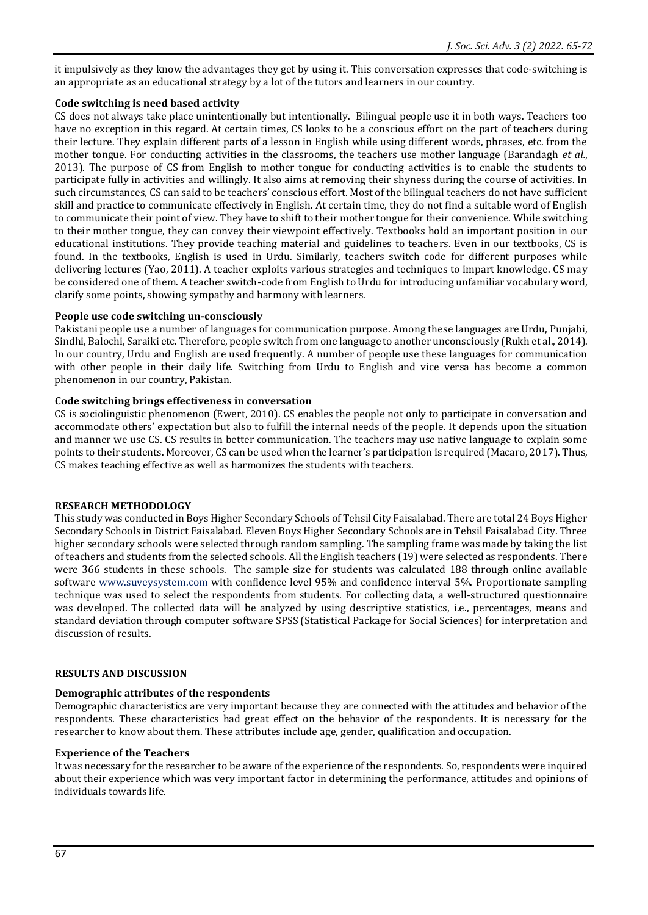it impulsively as they know the advantages they get by using it. This conversation expresses that code-switching is an appropriate as an educational strategy by a lot of the tutors and learners in our country.

### Code switching is need based activity

CS does not always take place unintentionally but intentionally. Bilingual people use it in both ways. Teachers too have no exception in this regard. At certain times, CS looks to be a conscious effort on the part of teachers during their lecture. They explain different parts of a lesson in English while using different words, phrases, etc. from the mother tongue. For conducting activities in the classrooms, the teachers use mother language (Barandagh *et al.*, 2013). The purpose of CS from English to mother tongue for conducting activities is to enable the students to participate fully in activities and willingly. It also aims at removing their shyness during the course of activities. In such circumstances, CS can said to be teachers' conscious effort. Most of the bilingual teachers do not have sufficient skill and practice to communicate effectively in English. At certain time, they do not find a suitable word of English to communicate their point of view. They have to shift to their mother tongue for their convenience. While switching to their mother tongue, they can convey their viewpoint effectively. Textbooks hold an important position in our educational institutions. They provide teaching material and guidelines to teachers. Even in our textbooks, CS is found. In the textbooks, English is used in Urdu. Similarly, teachers switch code for different purposes while delivering lectures (Yao, 2011). A teacher exploits various strategies and techniques to impart knowledge. CS may be considered one of them. A teacher switch-code from English to Urdu for introducing unfamiliar vocabulary word, clarify some points, showing sympathy and harmony with learners.

### People use code switching un-consciously

Pakistani people use a number of languages for communication purpose. Among these languages are Urdu, Punjabi, Sindhi, Balochi, Saraiki etc. Therefore, people switch from one language to another unconsciously (Rukh et al., 2014). In our country, Urdu and English are used frequently. A number of people use these languages for communication with other people in their daily life. Switching from Urdu to English and vice versa has become a common phenomenon in our country, Pakistan.

### Code switching brings effectiveness in conversation

CS is sociolinguistic phenomenon (Ewert, 2010). CS enables the people not only to participate in conversation and accommodate others' expectation but also to fulfill the internal needs of the people. It depends upon the situation and manner we use CS. CS results in better communication. The teachers may use native language to explain some points to their students. Moreover, CS can be used when the learner's participation is required (Macaro, 2017). Thus, CS makes teaching effective as well as harmonizes the students with teachers.

## RESEARCH METHODOLOGY

This study was conducted in Boys Higher Secondary Schools of Tehsil City Faisalabad. There are total 24 Boys Higher Secondary Schools in District Faisalabad. Eleven Boys Higher Secondary Schools are in Tehsil Faisalabad City. Three higher secondary schools were selected through random sampling. The sampling frame was made by taking the list of teachers and students from the selected schools. All the English teachers (19) were selected as respondents. There were 366 students in these schools. The sample size for students was calculated 188 through online available software www.suveysystem.com with confidence level 95% and confidence interval 5%. Proportionate sampling technique was used to select the respondents from students. For collecting data, a well-structured questionnaire was developed. The collected data will be analyzed by using descriptive statistics, i.e., percentages, means and standard deviation through computer software SPSS (Statistical Package for Social Sciences) for interpretation and discussion of results.

## RESULTS AND DISCUSSION

### Demographic attributes of the respondents

Demographic characteristics are very important because they are connected with the attitudes and behavior of the respondents. These characteristics had great effect on the behavior of the respondents. It is necessary for the researcher to know about them. These attributes include age, gender, qualification and occupation.

### Experience of the Teachers

It was necessary for the researcher to be aware of the experience of the respondents. So, respondents were inquired about their experience which was very important factor in determining the performance, attitudes and opinions of individuals towards life.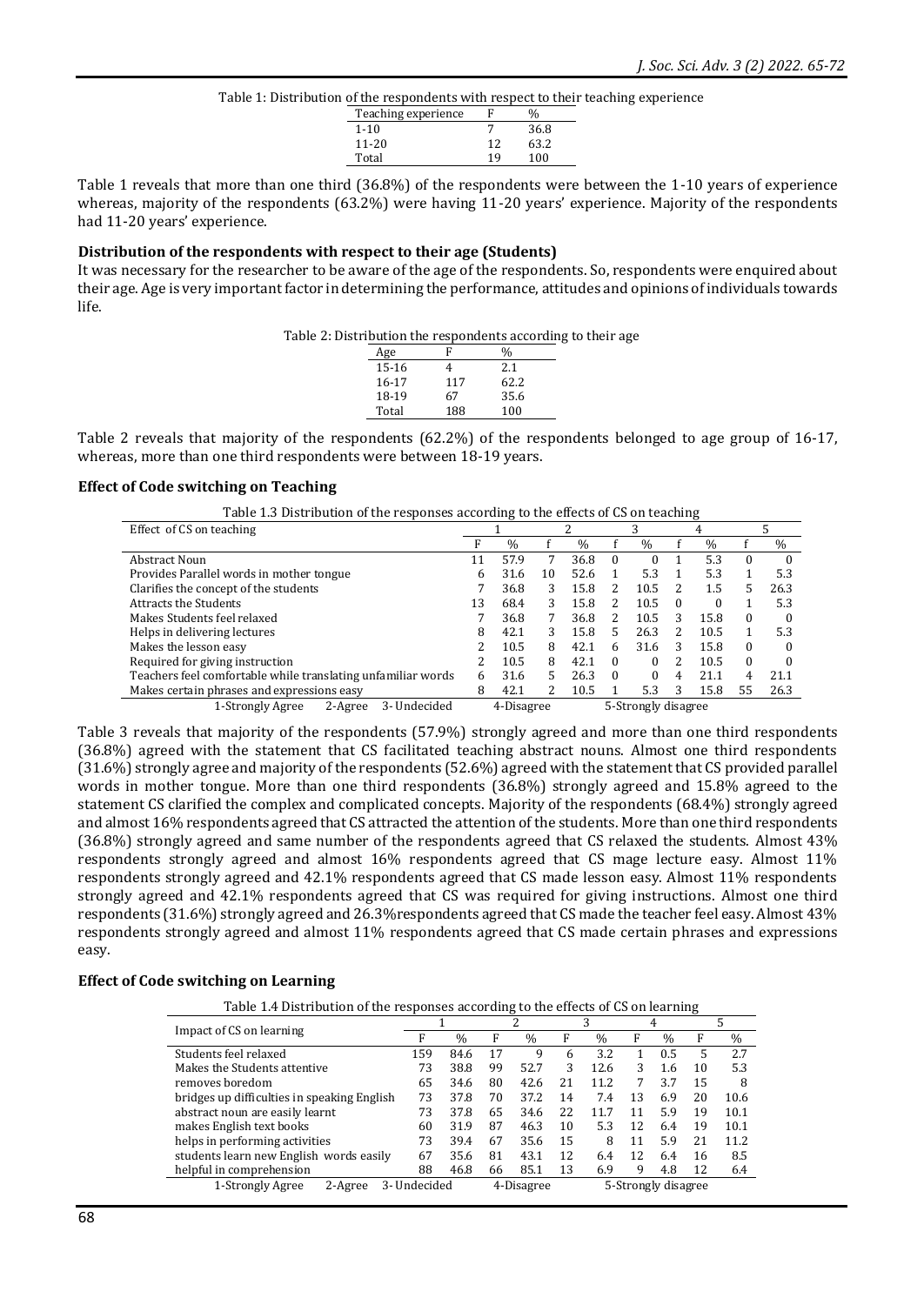Table 1: Distribution of the respondents with respect to their teaching experience

| Teaching experience | F | % |
|---|---|---|
| 1-10 | 7 | 36.8 |
| 11-20 | 12 | 63.2 |
| Total | 19 | 100 |

Table 1 reveals that more than one third (36.8%) of the respondents were between the 1-10 years of experience whereas, majority of the respondents (63.2%) were having 11-20 years' experience. Majority of the respondents had 11-20 years' experience.

### Distribution of the respondents with respect to their age (Students)

It was necessary for the researcher to be aware of the age of the respondents. So, respondents were enquired about their age. Age is very important factor in determining the performance, attitudes and opinions of individuals towards life.

Table 2: Distribution the respondents according to their age

| Age | F | % |
|---|---|---|
| 15-16 | 4 | 2.1 |
| 16-17 | 117 | 62.2 |
| 18-19 | 67 | 35.6 |
| Total | 188 | 100 |

Table 2 reveals that majority of the respondents (62.2%) of the respondents belonged to age group of 16-17, whereas, more than one third respondents were between 18-19 years.

### Effect of Code switching on Teaching

Table 1.3 Distribution of the responses according to the effects of CS on teaching

| Effect of CS on teaching | 1 | | 2 | | 3 | | 4 | | 5 | |
|---|---|---|---|---|---|---|---|---|---|---|
| | F | % | f | % | f | % | f | % | f | % |
| Abstract Noun | 11 | 57.9 | 7 | 36.8 | 0 | 0 | 1 | 5.3 | 0 | 0 |
| Provides Parallel words in mother tongue | 6 | 31.6 | 10 | 52.6 | 1 | 5.3 | 1 | 5.3 | 1 | 5.3 |
| Clarifies the concept of the students | 7 | 36.8 | 3 | 15.8 | 2 | 10.5 | 2 | 1.5 | 5 | 26.3 |
| Attracts the Students | 13 | 68.4 | 3 | 15.8 | 2 | 10.5 | 0 | 0 | 1 | 5.3 |
| Makes Students feel relaxed | 7 | 36.8 | 7 | 36.8 | 2 | 10.5 | 3 | 15.8 | 0 | 0 |
| Helps in delivering lectures | 8 | 42.1 | 3 | 15.8 | 5 | 26.3 | 2 | 10.5 | 1 | 5.3 |
| Makes the lesson easy | 2 | 10.5 | 8 | 42.1 | 6 | 31.6 | 3 | 15.8 | 0 | 0 |
| Required for giving instruction | 2 | 10.5 | 8 | 42.1 | 0 | 0 | 2 | 10.5 | 0 | 0 |
| Teachers feel comfortable while translating unfamiliar words | 6 | 31.6 | 5 | 26.3 | 0 | 0 | 4 | 21.1 | 4 | 21.1 |
| Makes certain phrases and expressions easy | 8 | 42.1 | 2 | 10.5 | 1 | 5.3 | 3 | 15.8 | 55 | 26.3 |

1-Strongly Agree 2-Agree 3-Undecided 4-Disagree 5-Strongly disagree

Table 3 reveals that majority of the respondents (57.9%) strongly agreed and more than one third respondents (36.8%) agreed with the statement that CS facilitated teaching abstract nouns. Almost one third respondents (31.6%) strongly agree and majority of the respondents (52.6%) agreed with the statement that CS provided parallel words in mother tongue. More than one third respondents (36.8%) strongly agreed and 15.8% agreed to the statement CS clarified the complex and complicated concepts. Majority of the respondents (68.4%) strongly agreed and almost 16% respondents agreed that CS attracted the attention of the students. More than one third respondents (36.8%) strongly agreed and same number of the respondents agreed that CS relaxed the students. Almost 43% respondents strongly agreed and almost 16% respondents agreed that CS mage lecture easy. Almost 11% respondents strongly agreed and 42.1% respondents agreed that CS made lesson easy. Almost 11% respondents strongly agreed and 42.1% respondents agreed that CS was required for giving instructions. Almost one third respondents (31.6%) strongly agreed and 26.3%respondents agreed that CS made the teacher feel easy. Almost 43% respondents strongly agreed and almost 11% respondents agreed that CS made certain phrases and expressions easy.

### Effect of Code switching on Learning

Table 1.4 Distribution of the responses according to the effects of CS on learning

| Impact of CS on learning | 1 | | 2 | | 3 | | 4 | | 5 | |
|---|---|---|---|---|---|---|---|---|---|---|
| | F | % | F | % | F | % | F | % | F | % |
| Students feel relaxed | 159 | 84.6 | 17 | 9 | 6 | 3.2 | 1 | 0.5 | 5 | 2.7 |
| Makes the Students attentive | 73 | 38.8 | 99 | 52.7 | 3 | 12.6 | 3 | 1.6 | 10 | 5.3 |
| removes boredom | 65 | 34.6 | 80 | 42.6 | 21 | 11.2 | 7 | 3.7 | 15 | 8 |
| bridges up difficulties in speaking English | 73 | 37.8 | 70 | 37.2 | 14 | 7.4 | 13 | 6.9 | 20 | 10.6 |
| abstract noun are easily learnt | 73 | 37.8 | 65 | 34.6 | 22 | 11.7 | 11 | 5.9 | 19 | 10.1 |
| makes English text books | 60 | 31.9 | 87 | 46.3 | 10 | 5.3 | 12 | 6.4 | 19 | 10.1 |
| helps in performing activities | 73 | 39.4 | 67 | 35.6 | 15 | 8 | 11 | 5.9 | 21 | 11.2 |
| students learn new English words easily | 67 | 35.6 | 81 | 43.1 | 12 | 6.4 | 12 | 6.4 | 16 | 8.5 |
| helpful in comprehension | 88 | 46.8 | 66 | 85.1 | 13 | 6.9 | 9 | 4.8 | 12 | 6.4 |

1-Strongly Agree 2-Agree 3-Undecided 4-Disagree 5-Strongly disagree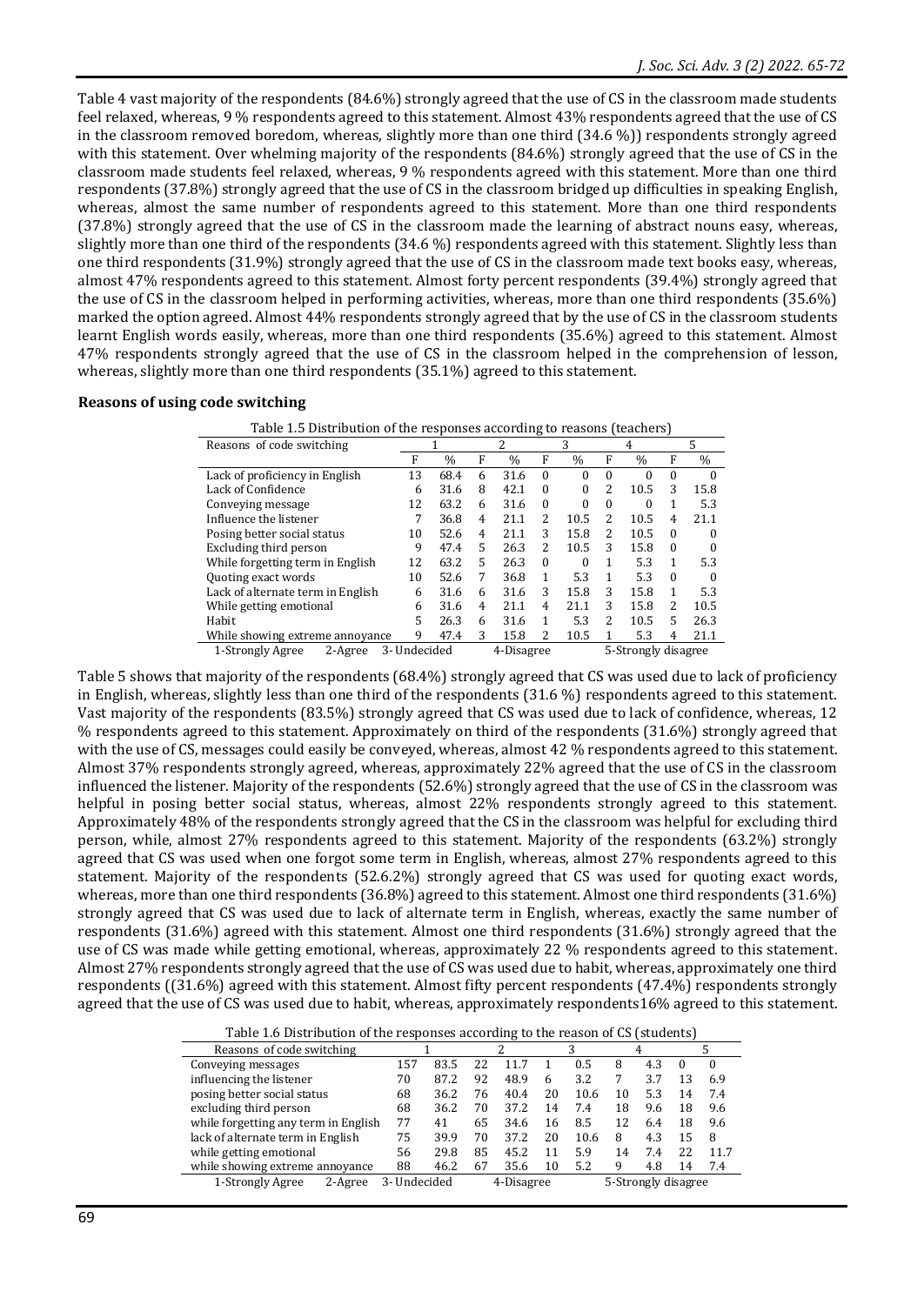Table 4 vast majority of the respondents (84.6%) strongly agreed that the use of CS in the classroom made students feel relaxed, whereas, 9 % respondents agreed to this statement. Almost 43% respondents agreed that the use of CS in the classroom removed boredom, whereas, slightly more than one third (34.6 %)) respondents strongly agreed with this statement. Over whelming majority of the respondents (84.6%) strongly agreed that the use of CS in the classroom made students feel relaxed, whereas, 9 % respondents agreed with this statement. More than one third respondents (37.8%) strongly agreed that the use of CS in the classroom bridged up difficulties in speaking English, whereas, almost the same number of respondents agreed to this statement. More than one third respondents (37.8%) strongly agreed that the use of CS in the classroom made the learning of abstract nouns easy, whereas, slightly more than one third of the respondents (34.6 %) respondents agreed with this statement. Slightly less than one third respondents (31.9%) strongly agreed that the use of CS in the classroom made text books easy, whereas, almost 47% respondents agreed to this statement. Almost forty percent respondents (39.4%) strongly agreed that the use of CS in the classroom helped in performing activities, whereas, more than one third respondents (35.6%) marked the option agreed. Almost 44% respondents strongly agreed that by the use of CS in the classroom students learnt English words easily, whereas, more than one third respondents (35.6%) agreed to this statement. Almost 47% respondents strongly agreed that the use of CS in the classroom helped in the comprehension of lesson, whereas, slightly more than one third respondents (35.1%) agreed to this statement.

**Reasons of using code switching**

Table 1.5 Distribution of the responses according to reasons (teachers)

| Reasons of code switching | 1 | | 2 | | 3 | | 4 | | 5 | |
|---|---|---|---|---|---|---|---|---|---|---|
| | F | % | F | % | F | % | F | % | F | % |
| Lack of proficiency in English | 13 | 68.4 | 6 | 31.6 | 0 | 0 | 0 | 0 | 0 | 0 |
| Lack of Confidence | 6 | 31.6 | 8 | 42.1 | 0 | 0 | 2 | 10.5 | 3 | 15.8 |
| Conveying message | 12 | 63.2 | 6 | 31.6 | 0 | 0 | 0 | 0 | 1 | 5.3 |
| Influence the listener | 7 | 36.8 | 4 | 21.1 | 2 | 10.5 | 2 | 10.5 | 4 | 21.1 |
| Posing better social status | 10 | 52.6 | 4 | 21.1 | 3 | 15.8 | 2 | 10.5 | 0 | 0 |
| Excluding third person | 9 | 47.4 | 5 | 26.3 | 2 | 10.5 | 3 | 15.8 | 0 | 0 |
| While forgetting term in English | 12 | 63.2 | 5 | 26.3 | 0 | 0 | 1 | 5.3 | 1 | 5.3 |
| Quoting exact words | 10 | 52.6 | 7 | 36.8 | 1 | 5.3 | 1 | 5.3 | 0 | 0 |
| Lack of alternate term in English | 6 | 31.6 | 6 | 31.6 | 3 | 15.8 | 3 | 15.8 | 1 | 5.3 |
| While getting emotional | 6 | 31.6 | 4 | 21.1 | 4 | 21.1 | 3 | 15.8 | 2 | 10.5 |
| Habit | 5 | 26.3 | 6 | 31.6 | 1 | 5.3 | 2 | 10.5 | 5 | 26.3 |
| While showing extreme annoyance | 9 | 47.4 | 3 | 15.8 | 2 | 10.5 | 1 | 5.3 | 4 | 21.1 |

1-Strongly Agree 2-Agree 3-Undecided 4-Disagree 5-Strongly disagree

Table 5 shows that majority of the respondents (68.4%) strongly agreed that CS was used due to lack of proficiency in English, whereas, slightly less than one third of the respondents (31.6 %) respondents agreed to this statement. Vast majority of the respondents (83.5%) strongly agreed that CS was used due to lack of confidence, whereas, 12 % respondents agreed to this statement. Approximately on third of the respondents (31.6%) strongly agreed that with the use of CS, messages could easily be conveyed, whereas, almost 42 % respondents agreed to this statement. Almost 37% respondents strongly agreed, whereas, approximately 22% agreed that the use of CS in the classroom influenced the listener. Majority of the respondents (52.6%) strongly agreed that the use of CS in the classroom was helpful in posing better social status, whereas, almost 22% respondents strongly agreed to this statement. Approximately 48% of the respondents strongly agreed that the CS in the classroom was helpful for excluding third person, while, almost 27% respondents agreed to this statement. Majority of the respondents (63.2%) strongly agreed that CS was used when one forgot some term in English, whereas, almost 27% respondents agreed to this statement. Majority of the respondents (52.6.2%) strongly agreed that CS was used for quoting exact words, whereas, more than one third respondents (36.8%) agreed to this statement. Almost one third respondents (31.6%) strongly agreed that CS was used due to lack of alternate term in English, whereas, exactly the same number of respondents (31.6%) agreed with this statement. Almost one third respondents (31.6%) strongly agreed that the use of CS was made while getting emotional, whereas, approximately 22 % respondents agreed to this statement. Almost 27% respondents strongly agreed that the use of CS was used due to habit, whereas, approximately one third respondents ((31.6%) agreed with this statement. Almost fifty percent respondents (47.4%) respondents strongly agreed that the use of CS was used due to habit, whereas, approximately respondents16% agreed to this statement.

Table 1.6 Distribution of the responses according to the reason of CS (students)

| Reasons of code switching | 1 | | 2 | | 3 | | 4 | | 5 | |
|---|---|---|---|---|---|---|---|---|---|---|
| Conveying messages | 157 | 83.5 | 22 | 11.7 | 1 | 0.5 | 8 | 4.3 | 0 | 0 |
| influencing the listener | 70 | 87.2 | 92 | 48.9 | 6 | 3.2 | 7 | 3.7 | 13 | 6.9 |
| posing better social status | 68 | 36.2 | 76 | 40.4 | 20 | 10.6 | 10 | 5.3 | 14 | 7.4 |
| excluding third person | 68 | 36.2 | 70 | 37.2 | 14 | 7.4 | 18 | 9.6 | 18 | 9.6 |
| while forgetting any term in English | 77 | 41 | 65 | 34.6 | 16 | 8.5 | 12 | 6.4 | 18 | 9.6 |
| lack of alternate term in English | 75 | 39.9 | 70 | 37.2 | 20 | 10.6 | 8 | 4.3 | 15 | 8 |
| while getting emotional | 56 | 29.8 | 85 | 45.2 | 11 | 5.9 | 14 | 7.4 | 22 | 11.7 |
| while showing extreme annoyance | 88 | 46.2 | 67 | 35.6 | 10 | 5.2 | 9 | 4.8 | 14 | 7.4 |

1-Strongly Agree 2-Agree 3-Undecided 4-Disagree 5-Strongly disagree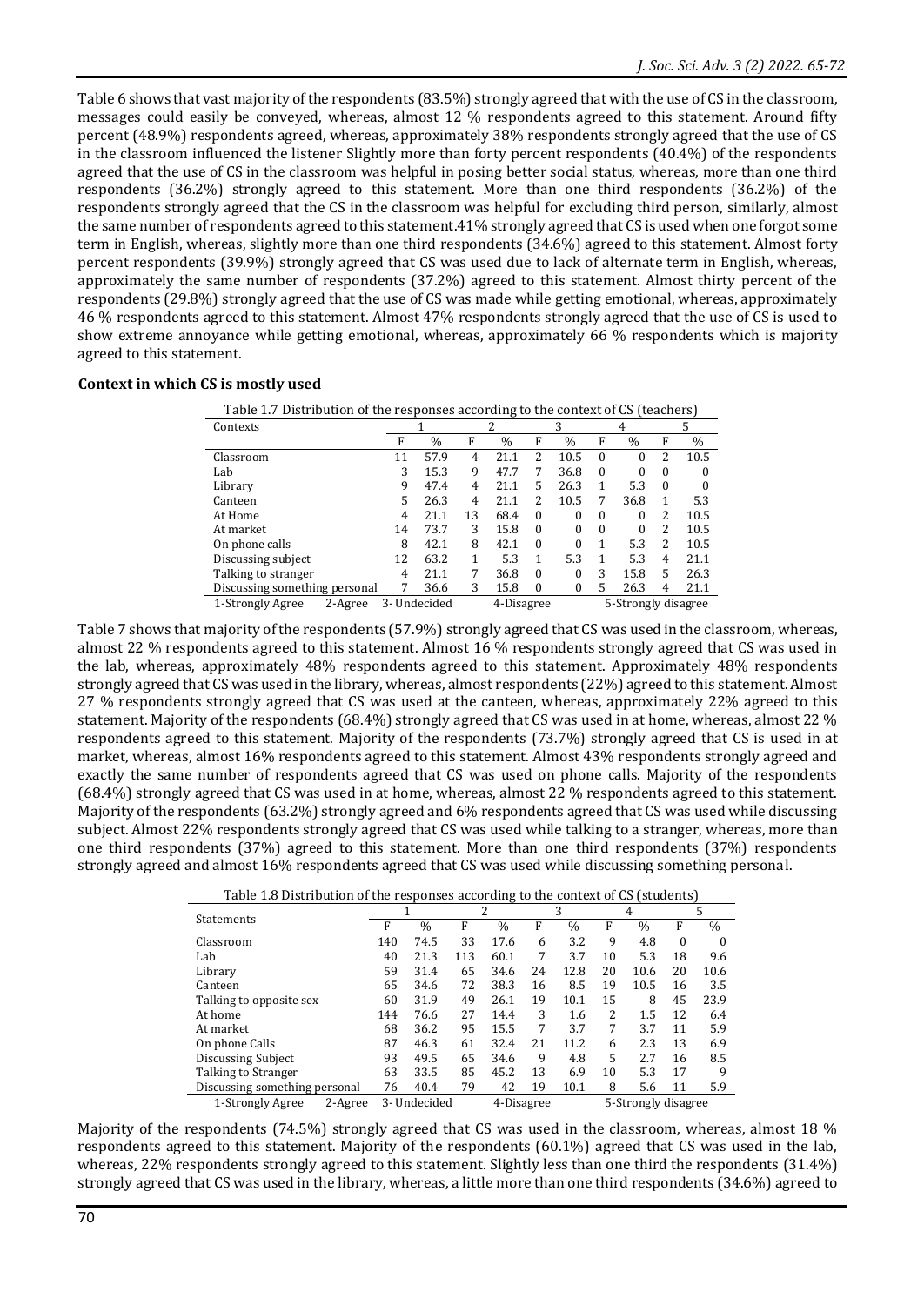Table 6 shows that vast majority of the respondents (83.5%) strongly agreed that with the use of CS in the classroom, messages could easily be conveyed, whereas, almost 12 % respondents agreed to this statement. Around fifty percent (48.9%) respondents agreed, whereas, approximately 38% respondents strongly agreed that the use of CS in the classroom influenced the listener Slightly more than forty percent respondents (40.4%) of the respondents agreed that the use of CS in the classroom was helpful in posing better social status, whereas, more than one third respondents (36.2%) strongly agreed to this statement. More than one third respondents (36.2%) of the respondents strongly agreed that the CS in the classroom was helpful for excluding third person, similarly, almost the same number of respondents agreed to this statement.41% strongly agreed that CS is used when one forgot some term in English, whereas, slightly more than one third respondents (34.6%) agreed to this statement. Almost forty percent respondents (39.9%) strongly agreed that CS was used due to lack of alternate term in English, whereas, approximately the same number of respondents (37.2%) agreed to this statement. Almost thirty percent of the respondents (29.8%) strongly agreed that the use of CS was made while getting emotional, whereas, approximately 46 % respondents agreed to this statement. Almost 47% respondents strongly agreed that the use of CS is used to show extreme annoyance while getting emotional, whereas, approximately 66 % respondents which is majority agreed to this statement.

**Context in which CS is mostly used**

Table 1.7 Distribution of the responses according to the context of CS (teachers)

| Contexts | 1 | | 2 | | 3 | | 4 | | 5 | |
|---|---|---|---|---|---|---|---|---|---|---|
| | F | % | F | % | F | % | F | % | F | % |
| Classroom | 11 | 57.9 | 4 | 21.1 | 2 | 10.5 | 0 | 0 | 2 | 10.5 |
| Lab | 3 | 15.3 | 9 | 47.7 | 7 | 36.8 | 0 | 0 | 0 | 0 |
| Library | 9 | 47.4 | 4 | 21.1 | 5 | 26.3 | 1 | 5.3 | 0 | 0 |
| Canteen | 5 | 26.3 | 4 | 21.1 | 2 | 10.5 | 7 | 36.8 | 1 | 5.3 |
| At Home | 4 | 21.1 | 13 | 68.4 | 0 | 0 | 0 | 0 | 2 | 10.5 |
| At market | 14 | 73.7 | 3 | 15.8 | 0 | 0 | 0 | 0 | 2 | 10.5 |
| On phone calls | 8 | 42.1 | 8 | 42.1 | 0 | 0 | 1 | 5.3 | 2 | 10.5 |
| Discussing subject | 12 | 63.2 | 1 | 5.3 | 1 | 5.3 | 1 | 5.3 | 4 | 21.1 |
| Talking to stranger | 4 | 21.1 | 7 | 36.8 | 0 | 0 | 3 | 15.8 | 5 | 26.3 |
| Discussing something personal | 7 | 36.6 | 3 | 15.8 | 0 | 0 | 5 | 26.3 | 4 | 21.1 |

1-Strongly Agree 2-Agree 3- Undecided 4-Disagree 5-Strongly disagree

Table 7 shows that majority of the respondents (57.9%) strongly agreed that CS was used in the classroom, whereas, almost 22 % respondents agreed to this statement. Almost 16 % respondents strongly agreed that CS was used in the lab, whereas, approximately 48% respondents agreed to this statement. Approximately 48% respondents strongly agreed that CS was used in the library, whereas, almost respondents (22%) agreed to this statement. Almost 27 % respondents strongly agreed that CS was used at the canteen, whereas, approximately 22% agreed to this statement. Majority of the respondents (68.4%) strongly agreed that CS was used in at home, whereas, almost 22 % respondents agreed to this statement. Majority of the respondents (73.7%) strongly agreed that CS is used in at market, whereas, almost 16% respondents agreed to this statement. Almost 43% respondents strongly agreed and exactly the same number of respondents agreed that CS was used on phone calls. Majority of the respondents (68.4%) strongly agreed that CS was used in at home, whereas, almost 22 % respondents agreed to this statement. Majority of the respondents (63.2%) strongly agreed and 6% respondents agreed that CS was used while discussing subject. Almost 22% respondents strongly agreed that CS was used while talking to a stranger, whereas, more than one third respondents (37%) agreed to this statement. More than one third respondents (37%) respondents strongly agreed and almost 16% respondents agreed that CS was used while discussing something personal.

Table 1.8 Distribution of the responses according to the context of CS (students)

| Statements | 1 | | 2 | | 3 | | 4 | | 5 | |
|---|---|---|---|---|---|---|---|---|---|---|
| | F | % | F | % | F | % | F | % | F | % |
| Classroom | 140 | 74.5 | 33 | 17.6 | 6 | 3.2 | 9 | 4.8 | 0 | 0 |
| Lab | 40 | 21.3 | 113 | 60.1 | 7 | 3.7 | 10 | 5.3 | 18 | 9.6 |
| Library | 59 | 31.4 | 65 | 34.6 | 24 | 12.8 | 20 | 10.6 | 20 | 10.6 |
| Canteen | 65 | 34.6 | 72 | 38.3 | 16 | 8.5 | 19 | 10.5 | 16 | 3.5 |
| Talking to opposite sex | 60 | 31.9 | 49 | 26.1 | 19 | 10.1 | 15 | 8 | 45 | 23.9 |
| At home | 144 | 76.6 | 27 | 14.4 | 3 | 1.6 | 2 | 1.5 | 12 | 6.4 |
| At market | 68 | 36.2 | 95 | 15.5 | 7 | 3.7 | 7 | 3.7 | 11 | 5.9 |
| On phone Calls | 87 | 46.3 | 61 | 32.4 | 21 | 11.2 | 6 | 2.3 | 13 | 6.9 |
| Discussing Subject | 93 | 49.5 | 65 | 34.6 | 9 | 4.8 | 5 | 2.7 | 16 | 8.5 |
| Talking to Stranger | 63 | 33.5 | 85 | 45.2 | 13 | 6.9 | 10 | 5.3 | 17 | 9 |
| Discussing something personal | 76 | 40.4 | 79 | 42 | 19 | 10.1 | 8 | 5.6 | 11 | 5.9 |

1-Strongly Agree 2-Agree 3- Undecided 4-Disagree 5-Strongly disagree

Majority of the respondents (74.5%) strongly agreed that CS was used in the classroom, whereas, almost 18 % respondents agreed to this statement. Majority of the respondents (60.1%) agreed that CS was used in the lab, whereas, 22% respondents strongly agreed to this statement. Slightly less than one third the respondents (31.4%) strongly agreed that CS was used in the library, whereas, a little more than one third respondents (34.6%) agreed to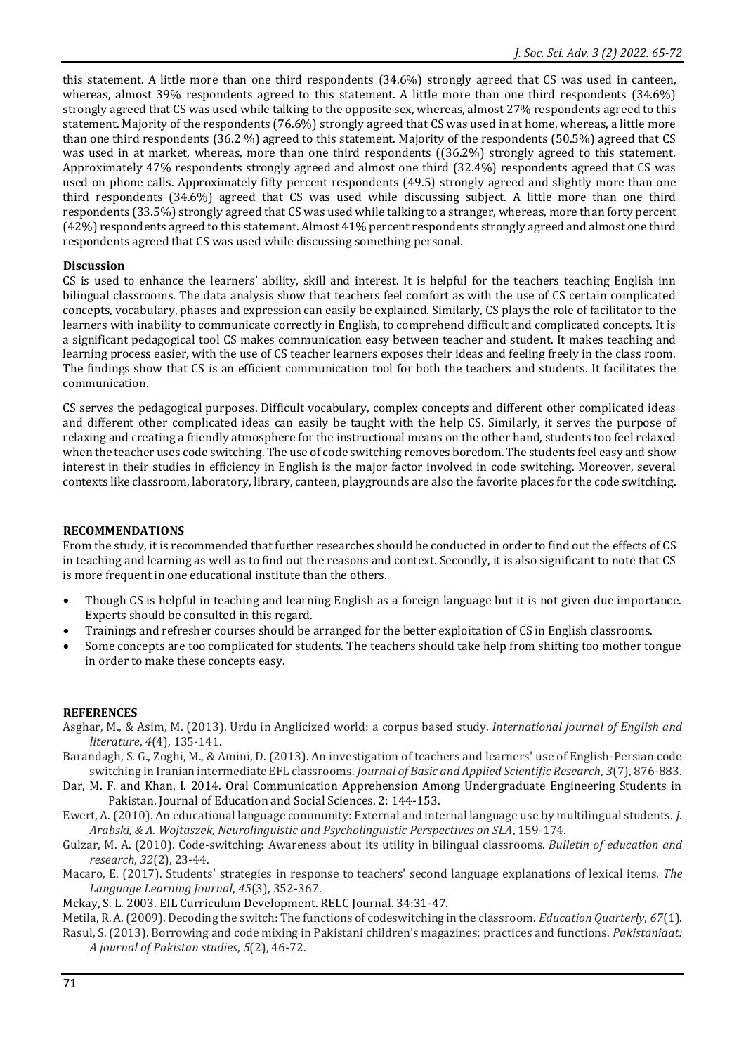this statement. A little more than one third respondents (34.6%) strongly agreed that CS was used in canteen, whereas, almost 39% respondents agreed to this statement. A little more than one third respondents (34.6%) strongly agreed that CS was used while talking to the opposite sex, whereas, almost 27% respondents agreed to this statement. Majority of the respondents (76.6%) strongly agreed that CS was used in at home, whereas, a little more than one third respondents (36.2 %) agreed to this statement. Majority of the respondents (50.5%) agreed that CS was used in at market, whereas, more than one third respondents ((36.2%) strongly agreed to this statement. Approximately 47% respondents strongly agreed and almost one third (32.4%) respondents agreed that CS was used on phone calls. Approximately fifty percent respondents (49.5) strongly agreed and slightly more than one third respondents (34.6%) agreed that CS was used while discussing subject. A little more than one third respondents (33.5%) strongly agreed that CS was used while talking to a stranger, whereas, more than forty percent (42%) respondents agreed to this statement. Almost 41% percent respondents strongly agreed and almost one third respondents agreed that CS was used while discussing something personal.

**Discussion**

CS is used to enhance the learners' ability, skill and interest. It is helpful for the teachers teaching English inn bilingual classrooms. The data analysis show that teachers feel comfort as with the use of CS certain complicated concepts, vocabulary, phases and expression can easily be explained. Similarly, CS plays the role of facilitator to the learners with inability to communicate correctly in English, to comprehend difficult and complicated concepts. It is a significant pedagogical tool CS makes communication easy between teacher and student. It makes teaching and learning process easier, with the use of CS teacher learners exposes their ideas and feeling freely in the class room. The findings show that CS is an efficient communication tool for both the teachers and students. It facilitates the communication.

CS serves the pedagogical purposes. Difficult vocabulary, complex concepts and different other complicated ideas and different other complicated ideas can easily be taught with the help CS. Similarly, it serves the purpose of relaxing and creating a friendly atmosphere for the instructional means on the other hand, students too feel relaxed when the teacher uses code switching. The use of code switching removes boredom. The students feel easy and show interest in their studies in efficiency in English is the major factor involved in code switching. Moreover, several contexts like classroom, laboratory, library, canteen, playgrounds are also the favorite places for the code switching.

## RECOMMENDATIONS

From the study, it is recommended that further researches should be conducted in order to find out the effects of CS in teaching and learning as well as to find out the reasons and context. Secondly, it is also significant to note that CS is more frequent in one educational institute than the others.

- Though CS is helpful in teaching and learning English as a foreign language but it is not given due importance. Experts should be consulted in this regard.
- Trainings and refresher courses should be arranged for the better exploitation of CS in English classrooms.
- Some concepts are too complicated for students. The teachers should take help from shifting too mother tongue in order to make these concepts easy.

## REFERENCES

Asghar, M., & Asim, M. (2013). Urdu in Anglicized world: a corpus based study. *International journal of English and literature*, *4*(4), 135-141.

Barandagh, S. G., Zoghi, M., & Amini, D. (2013). An investigation of teachers and learners' use of English-Persian code switching in Iranian intermediate EFL classrooms. *Journal of Basic and Applied Scientific Research*, *3*(7), 876-883.

Dar, M. F. and Khan, I. 2014. Oral Communication Apprehension Among Undergraduate Engineering Students in Pakistan. Journal of Education and Social Sciences. 2: 144-153.

Ewert, A. (2010). An educational language community: External and internal language use by multilingual students. *J. Arabski, & A. Wojtaszek, Neurolinguistic and Psycholinguistic Perspectives on SLA*, 159-174.

Gulzar, M. A. (2010). Code-switching: Awareness about its utility in bilingual classrooms. *Bulletin of education and research*, *32*(2), 23-44.

Macaro, E. (2017). Students' strategies in response to teachers' second language explanations of lexical items. *The Language Learning Journal*, *45*(3), 352-367.

Mckay, S. L. 2003. EIL Curriculum Development. RELC Journal. 34:31-47.

Metila, R. A. (2009). Decoding the switch: The functions of codeswitching in the classroom. *Education Quarterly*, *67*(1).

Rasul, S. (2013). Borrowing and code mixing in Pakistani children's magazines: practices and functions. *Pakistaniaat: A journal of Pakistan studies*, *5*(2), 46-72.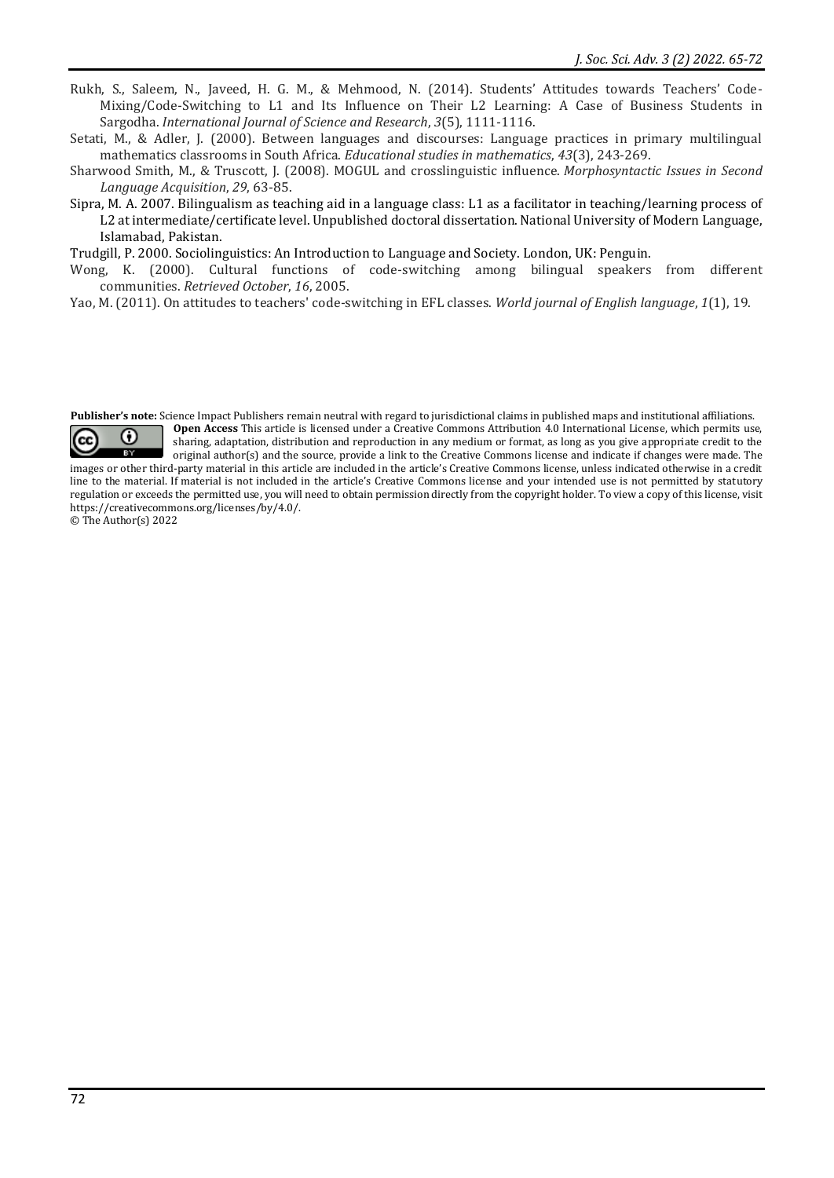Rukh, S., Saleem, N., Javeed, H. G. M., & Mehmood, N. (2014). Students' Attitudes towards Teachers' Code-Mixing/Code-Switching to L1 and Its Influence on Their L2 Learning: A Case of Business Students in Sargodha. *International Journal of Science and Research*, *3*(5), 1111-1116.

Setati, M., & Adler, J. (2000). Between languages and discourses: Language practices in primary multilingual mathematics classrooms in South Africa. *Educational studies in mathematics*, *43*(3), 243-269.

Sharwood Smith, M., & Truscott, J. (2008). MOGUL and crosslinguistic influence. *Morphosyntactic Issues in Second Language Acquisition*, *29*, 63-85.

Sipra, M. A. 2007. Bilingualism as teaching aid in a language class: L1 as a facilitator in teaching/learning process of L2 at intermediate/certificate level. Unpublished doctoral dissertation. National University of Modern Language, Islamabad, Pakistan.

Trudgill, P. 2000. Sociolinguistics: An Introduction to Language and Society. London, UK: Penguin.

Wong, K. (2000). Cultural functions of code-switching among bilingual speakers from different communities. *Retrieved October*, *16*, 2005.

Yao, M. (2011). On attitudes to teachers' code-switching in EFL classes. *World journal of English language*, *1*(1), 19.

**Publisher's note:** Science Impact Publishers remain neutral with regard to jurisdictional claims in published maps and institutional affiliations.

**Open Access** This article is licensed under a Creative Commons Attribution 4.0 International License, which permits use, sharing, adaptation, distribution and reproduction in any medium or format, as long as you give appropriate credit to the original author(s) and the source, provide a link to the Creative Commons license and indicate if changes were made. The images or other third-party material in this article are included in the article's Creative Commons license, unless indicated otherwise in a credit line to the material. If material is not included in the article's Creative Commons license and your intended use is not permitted by statutory regulation or exceeds the permitted use, you will need to obtain permission directly from the copyright holder. To view a copy of this license, visit https://creativecommons.org/licenses/by/4.0/.

© The Author(s) 2022